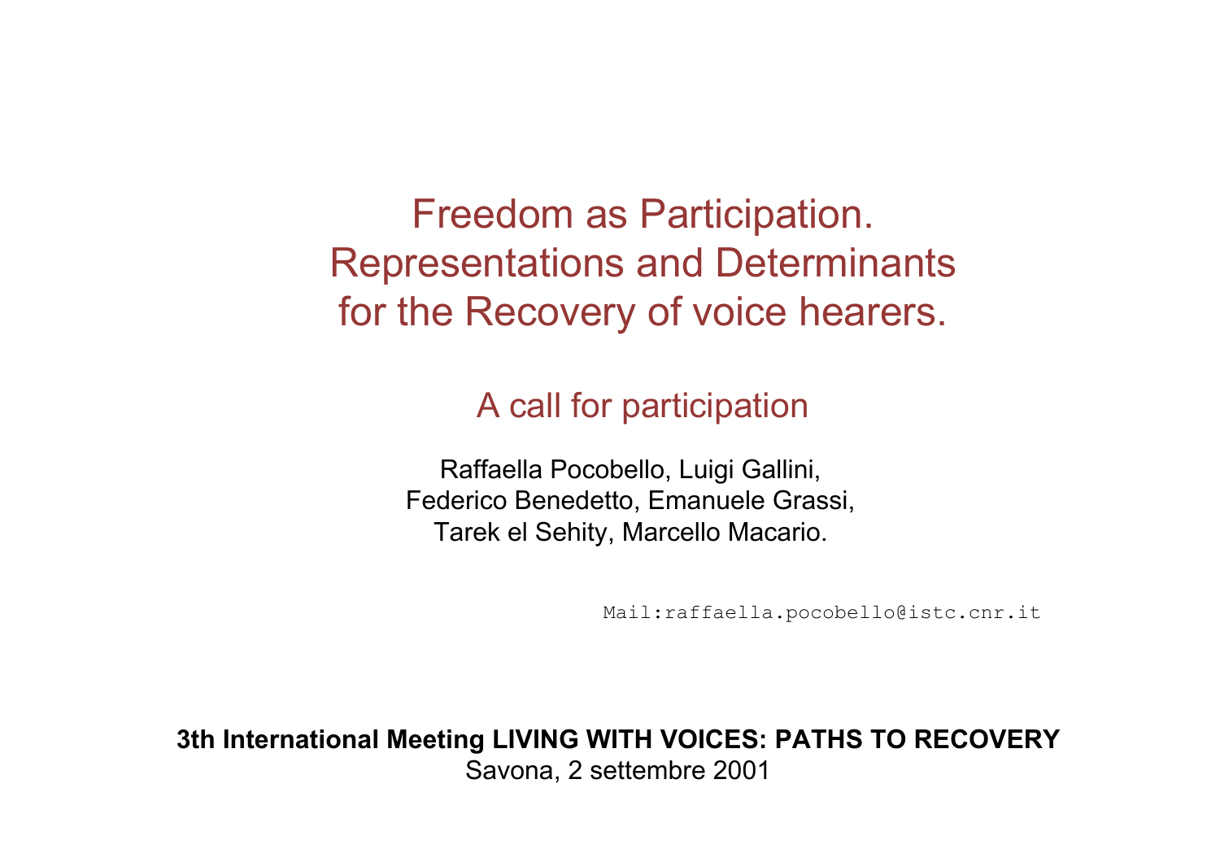# Freedom as Participation. Representations and Determinants for the Recovery of voice hearers.

## A call for participation

Raffaella Pocobello, Luigi Gallini,
Federico Benedetto, Emanuele Grassi,
Tarek el Sehity, Marcello Macario.

Mail:raffaella.pocobello@istc.cnr.it

**3th International Meeting LIVING WITH VOICES: PATHS TO RECOVERY**
Savona, 2 settembre 2001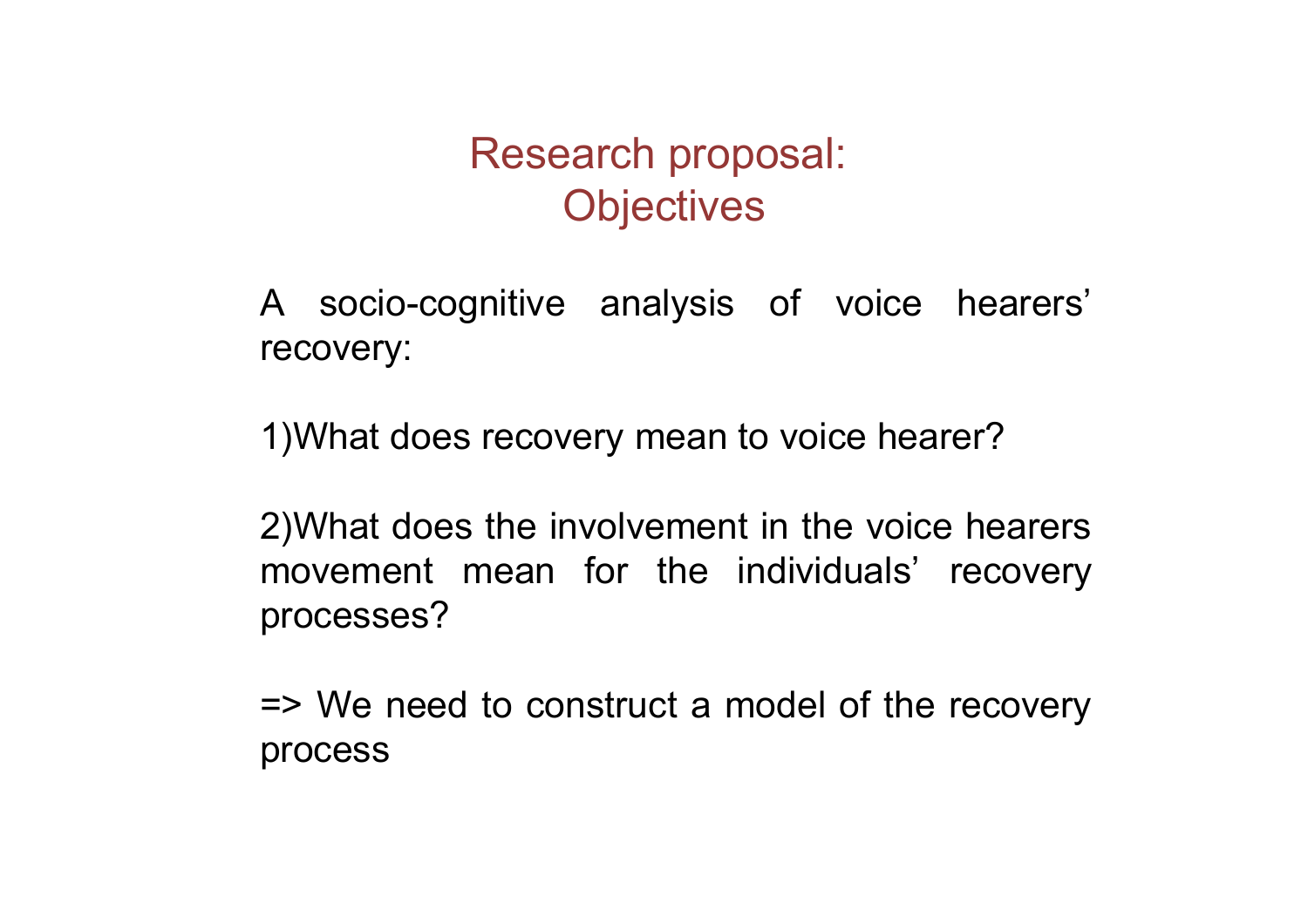# Research proposal: Objectives

A socio-cognitive analysis of voice hearers' recovery:

1)What does recovery mean to voice hearer?

2)What does the involvement in the voice hearers movement mean for the individuals' recovery processes?

=> We need to construct a model of the recovery process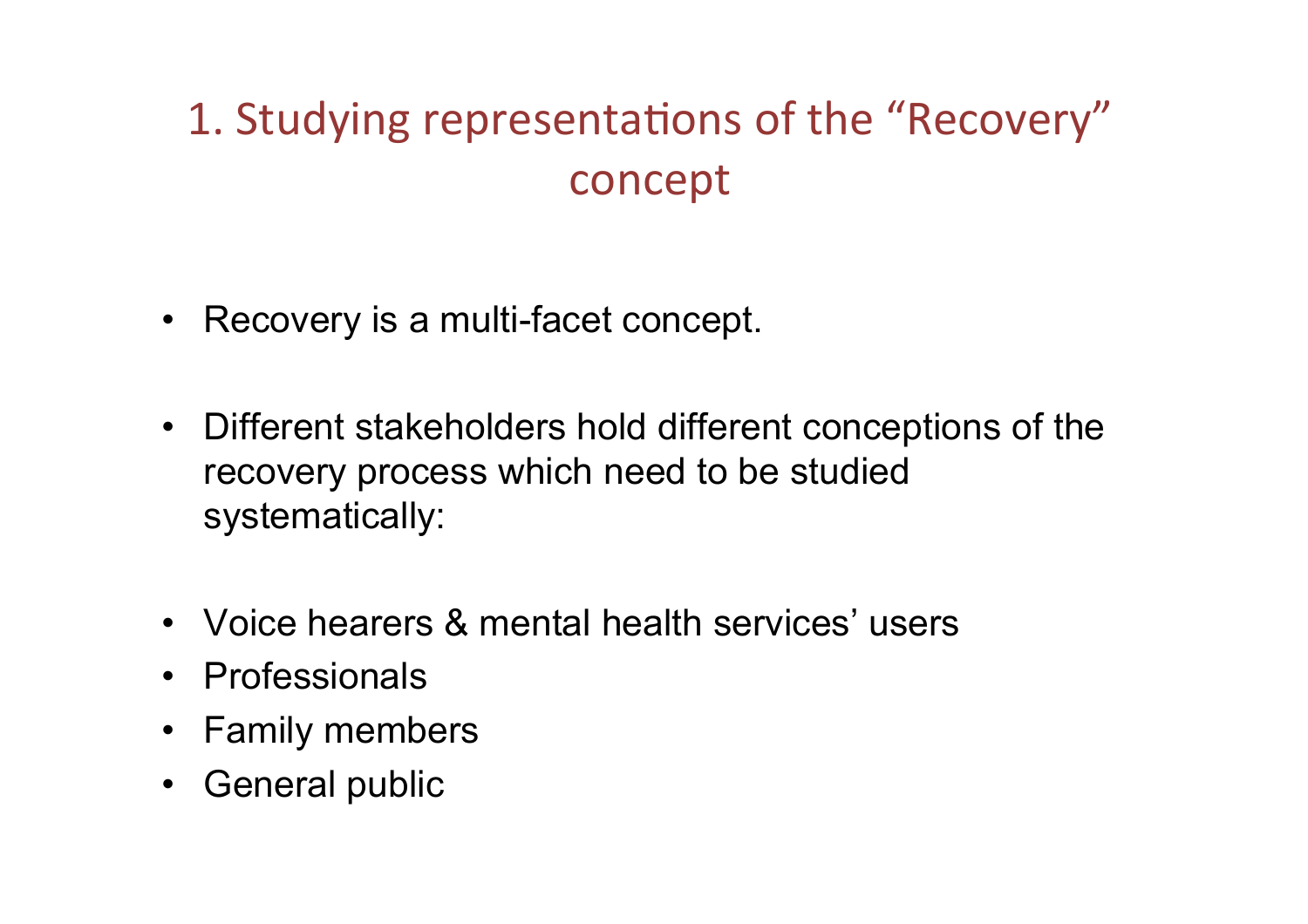## 1. Studying representations of the "Recovery" concept

- Recovery is a multi-facet concept.
- Different stakeholders hold different conceptions of the recovery process which need to be studied systematically:
- Voice hearers & mental health services' users
- Professionals
- Family members
- General public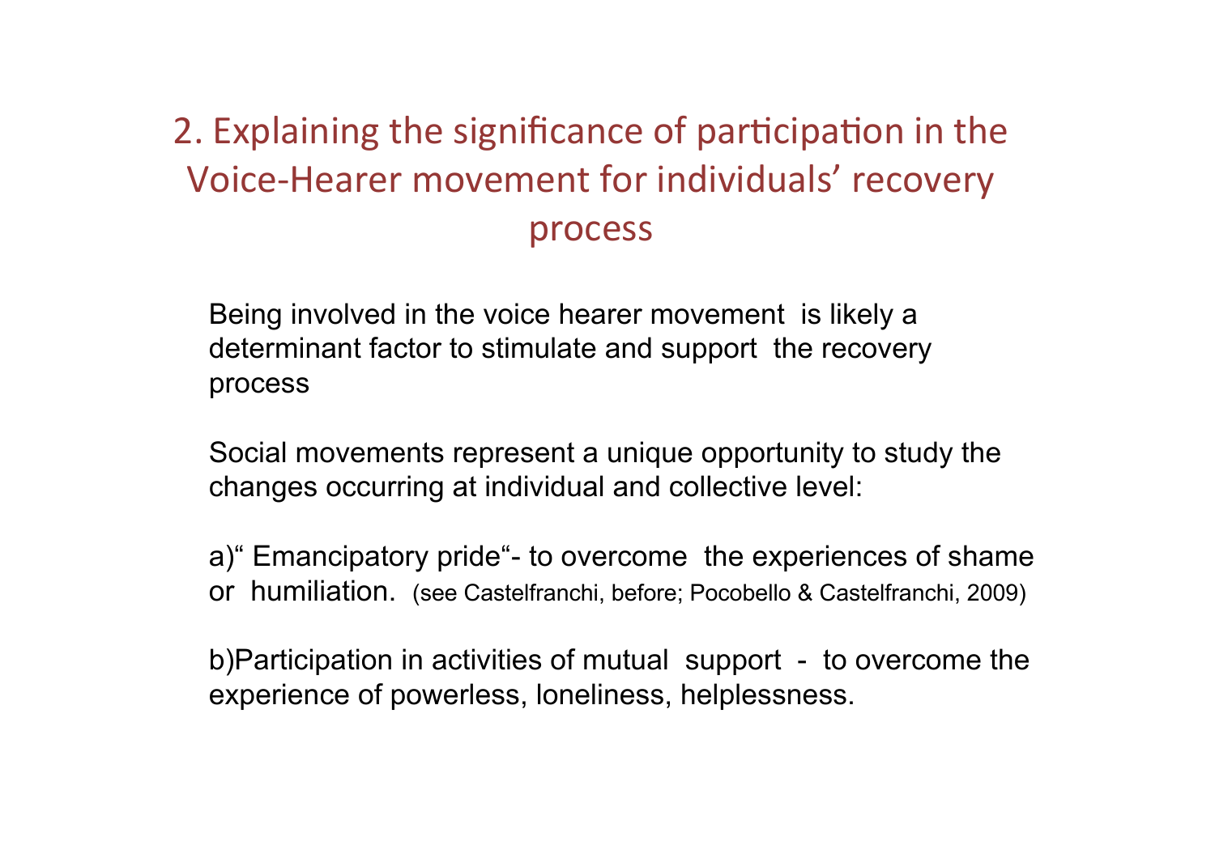## 2. Explaining the significance of participation in the Voice-Hearer movement for individuals' recovery process

Being involved in the voice hearer movement is likely a determinant factor to stimulate and support the recovery process

Social movements represent a unique opportunity to study the changes occurring at individual and collective level:

a)" Emancipatory pride"- to overcome the experiences of shame or humiliation. (see Castelfranchi, before; Pocobello & Castelfranchi, 2009)

b)Participation in activities of mutual support - to overcome the experience of powerless, loneliness, helplessness.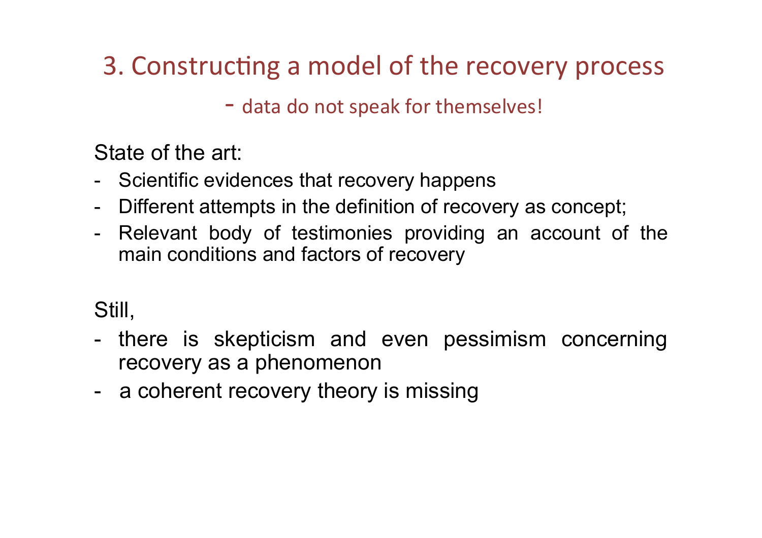## 3. Constructing a model of the recovery process

- data do not speak for themselves!

State of the art:

- Scientific evidences that recovery happens
- Different attempts in the definition of recovery as concept;
- Relevant body of testimonies providing an account of the main conditions and factors of recovery

Still,

- there is skepticism and even pessimism concerning recovery as a phenomenon
- a coherent recovery theory is missing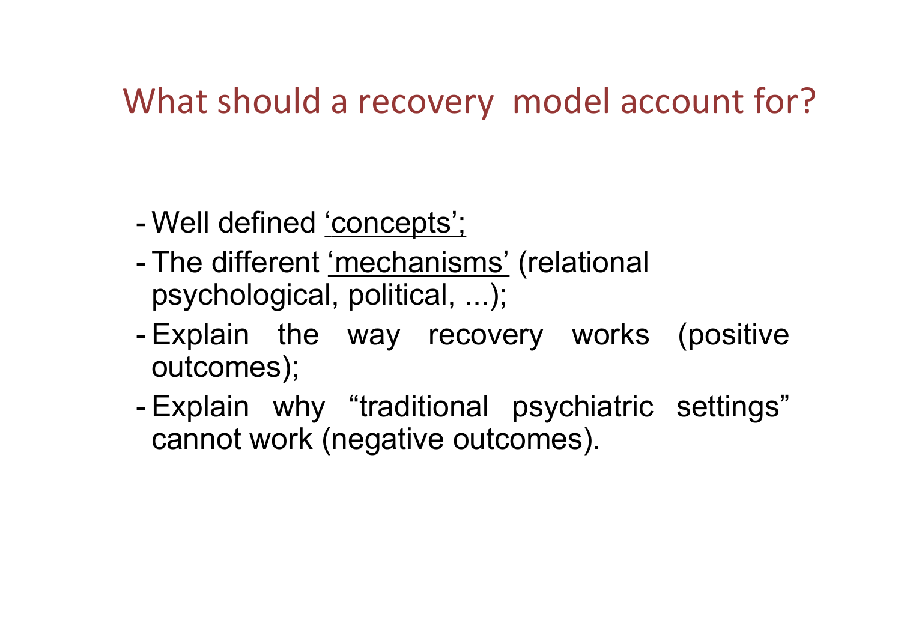# What should a recovery model account for?

- Well defined <u>'concepts';</u>
- The different <u>'mechanisms'</u> (relational psychological, political, ...);
- Explain the way recovery works (positive outcomes);
- Explain why "traditional psychiatric settings" cannot work (negative outcomes).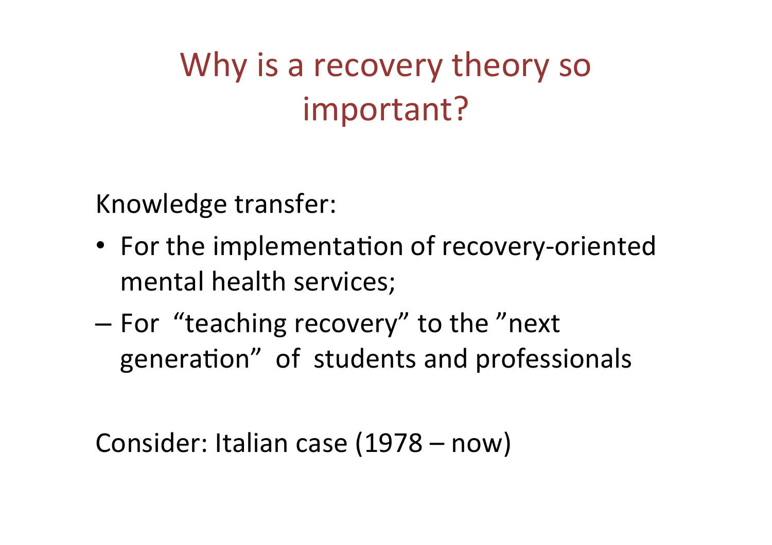# Why is a recovery theory so important?

Knowledge transfer:

- For the implementation of recovery-oriented mental health services;
  - For "teaching recovery" to the "next generation" of students and professionals

Consider: Italian case (1978 – now)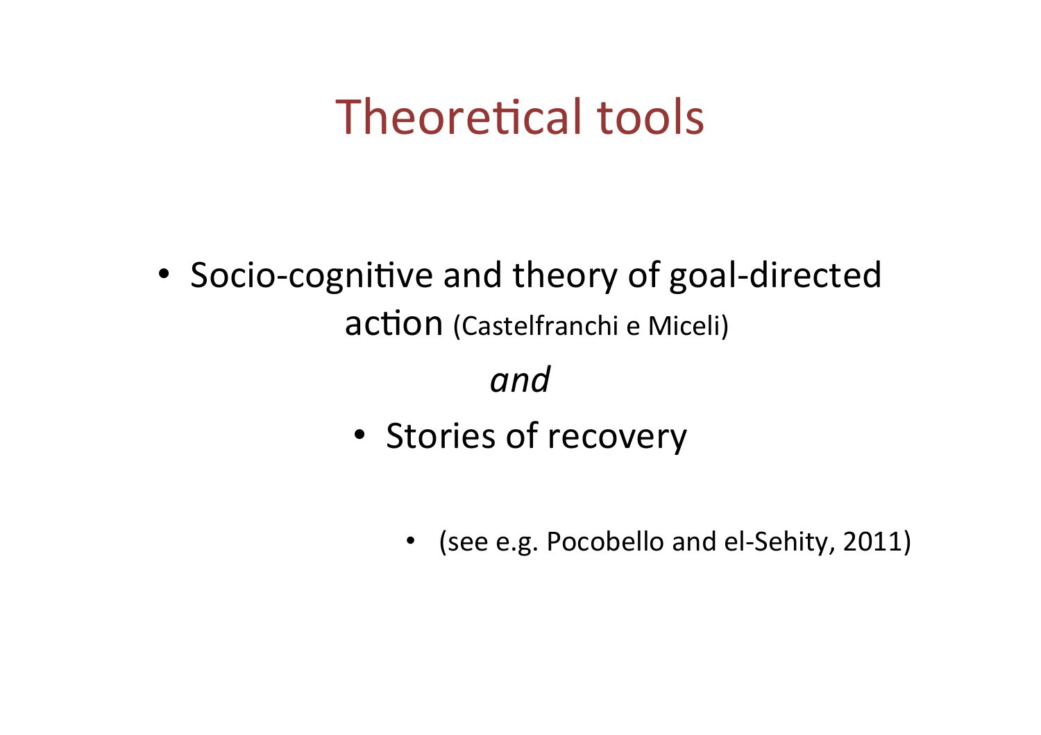# Theoretical tools

- Socio-cognitive and theory of goal-directed action (Castelfranchi e Miceli)

*and*

- Stories of recovery

  - (see e.g. Pocobello and el-Sehity, 2011)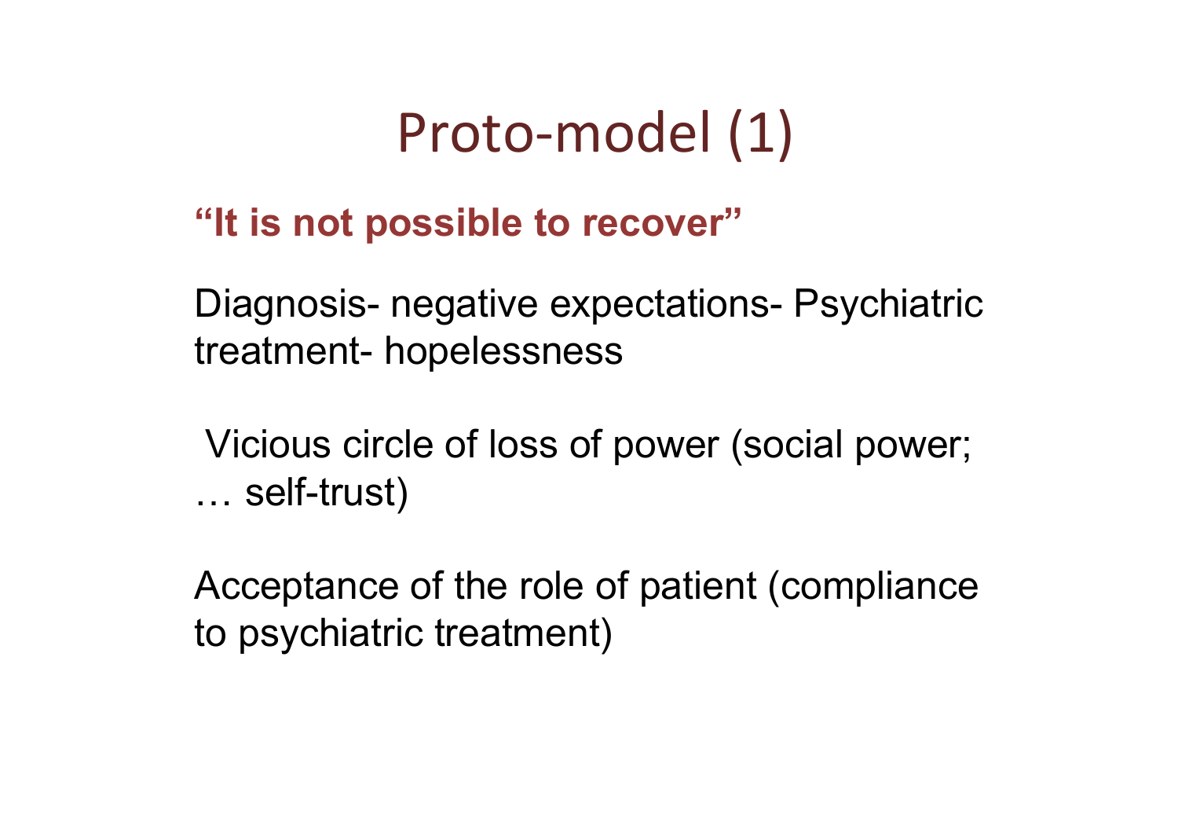# Proto-model (1)

**"It is not possible to recover"**

Diagnosis- negative expectations- Psychiatric treatment- hopelessness

Vicious circle of loss of power (social power; … self-trust)

Acceptance of the role of patient (compliance to psychiatric treatment)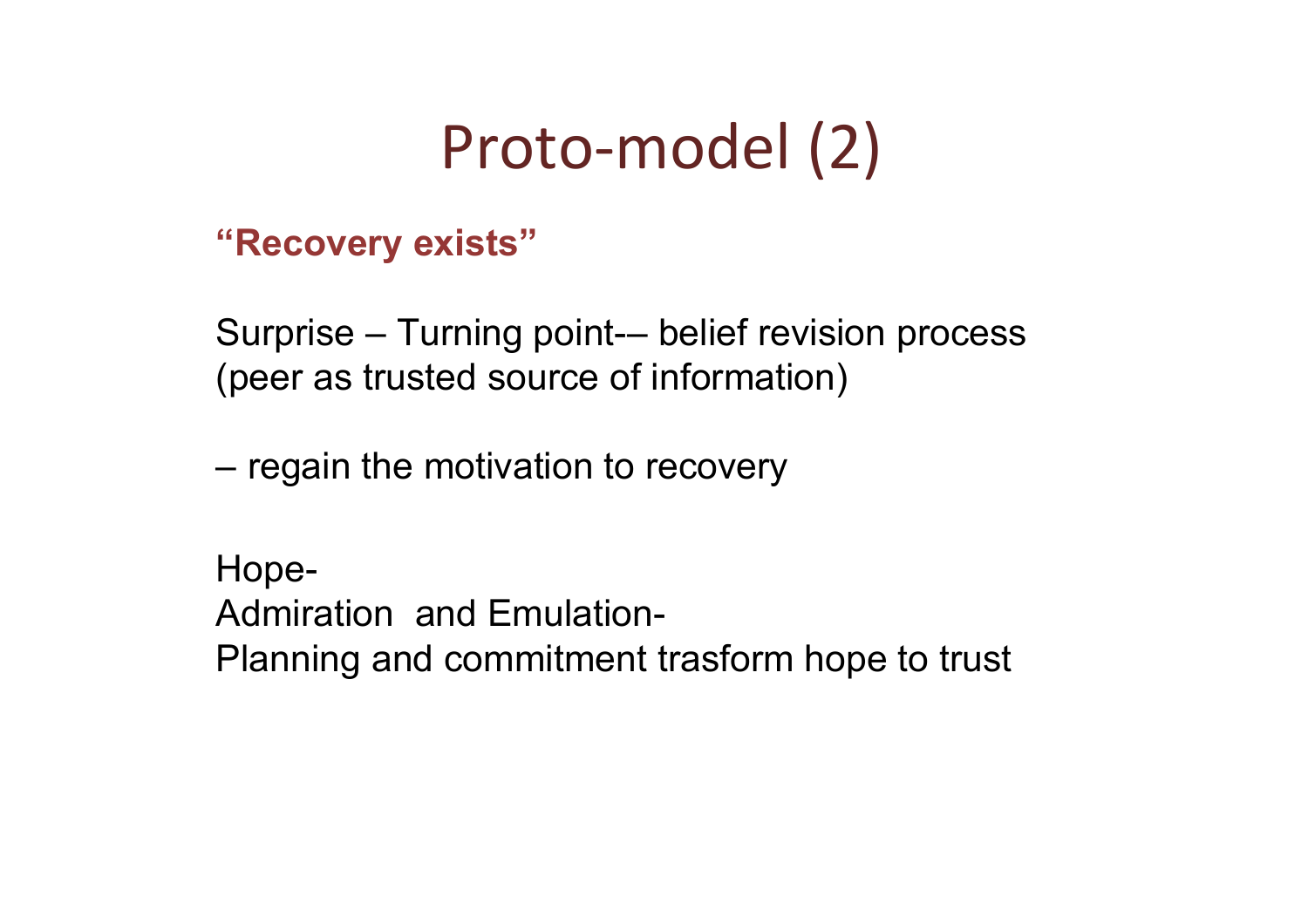# Proto-model (2)

**"Recovery exists"**

Surprise – Turning point-– belief revision process (peer as trusted source of information)

– regain the motivation to recovery

Hope-
Admiration  and Emulation-
Planning and commitment trasform hope to trust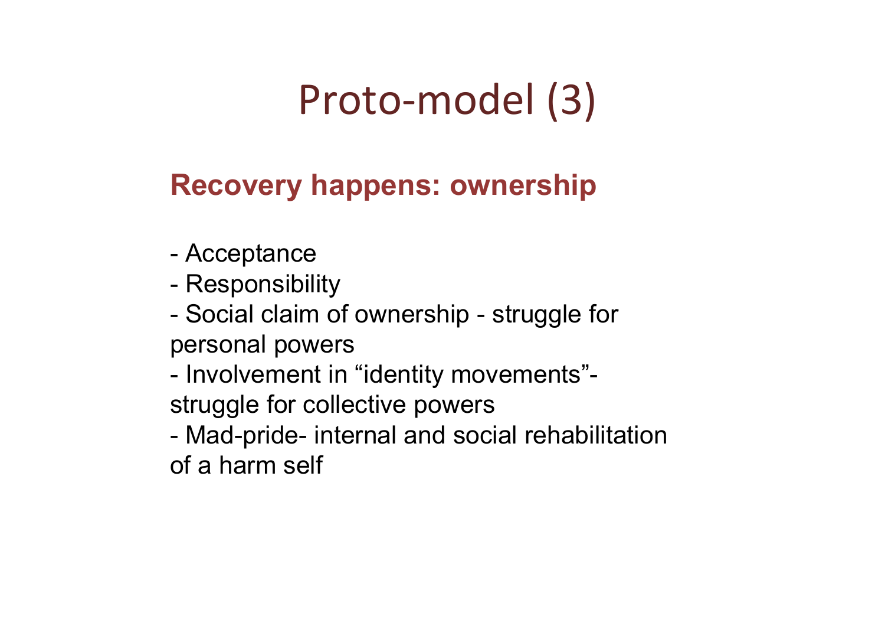# Proto-model (3)

## Recovery happens: ownership

- Acceptance
- Responsibility
- Social claim of ownership - struggle for personal powers
- Involvement in "identity movements"- struggle for collective powers
- Mad-pride- internal and social rehabilitation of a harm self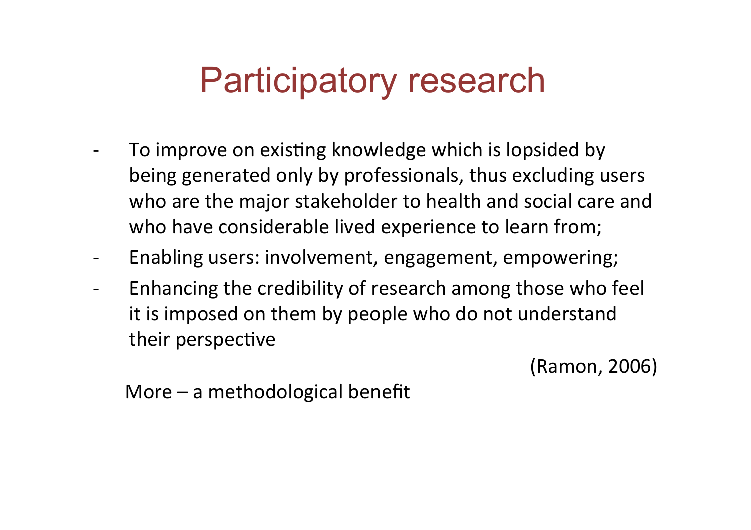# Participatory research

- To improve on existing knowledge which is lopsided by being generated only by professionals, thus excluding users who are the major stakeholder to health and social care and who have considerable lived experience to learn from;
- Enabling users: involvement, engagement, empowering;
- Enhancing the credibility of research among those who feel it is imposed on them by people who do not understand their perspective

(Ramon, 2006)

More – a methodological benefit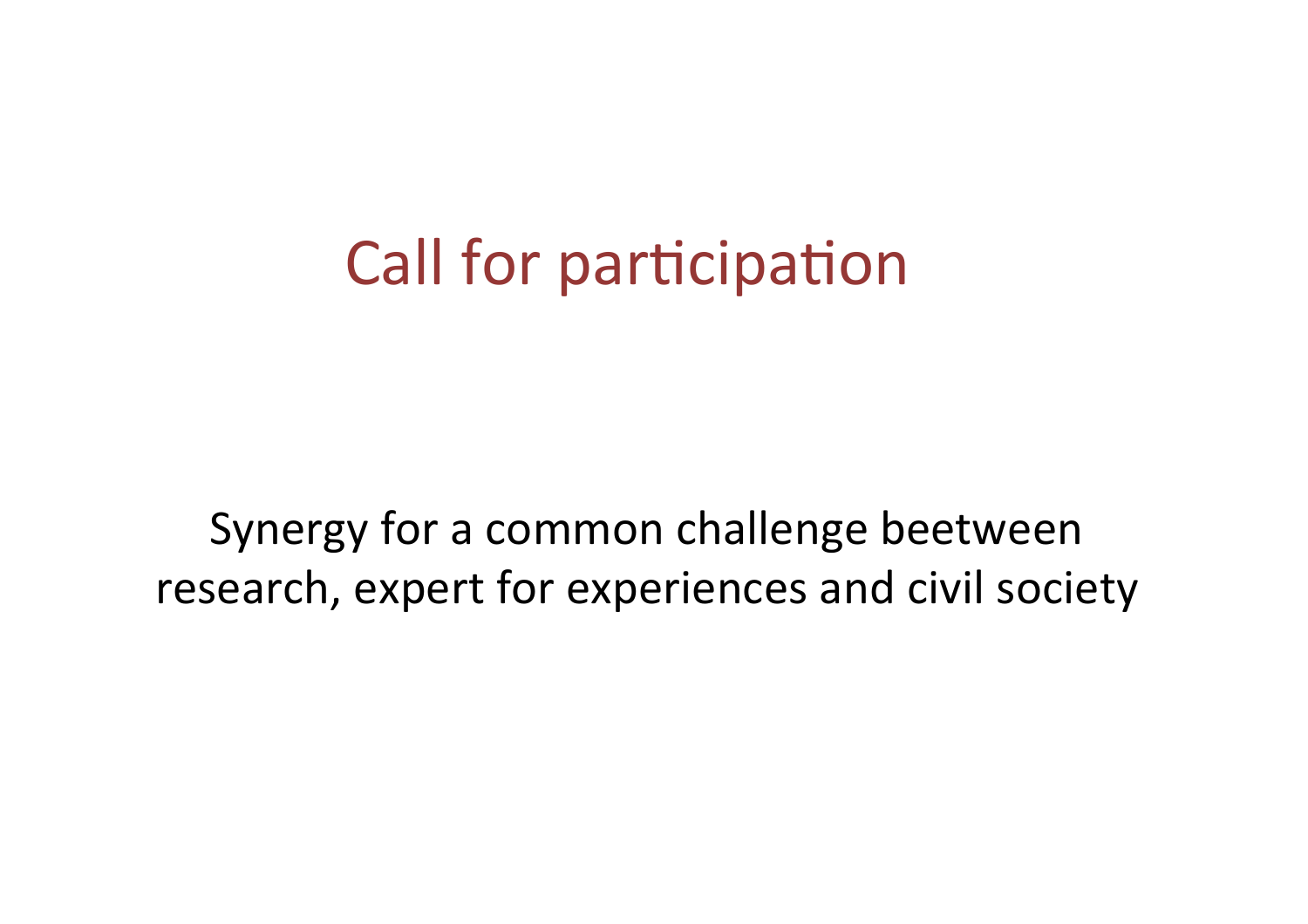# Call for participation

Synergy for a common challenge beetween research, expert for experiences and civil society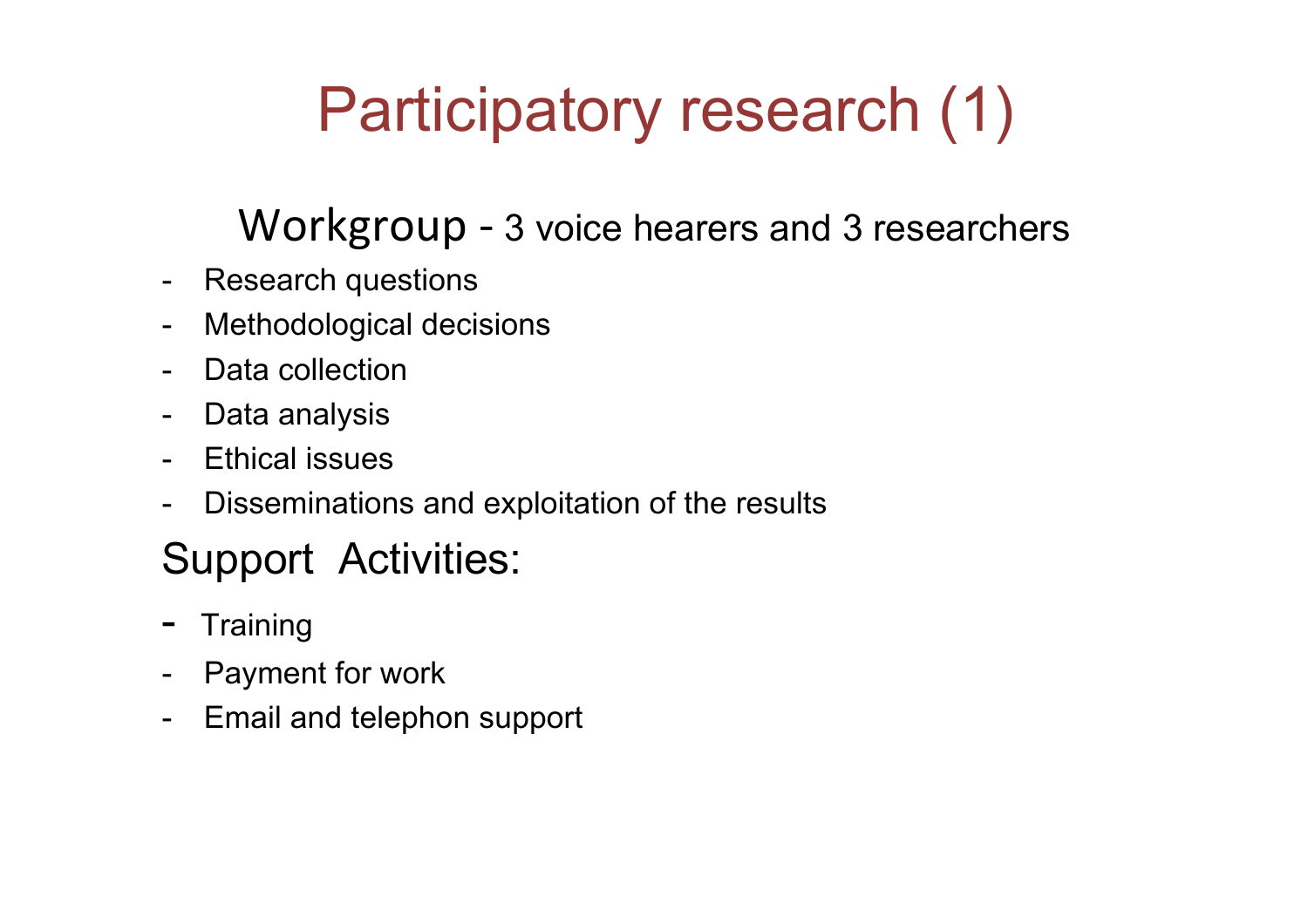# Participatory research (1)

Workgroup - 3 voice hearers and 3 researchers

- Research questions
- Methodological decisions
- Data collection
- Data analysis
- Ethical issues
- Disseminations and exploitation of the results

Support Activities:

- Training
- Payment for work
- Email and telephon support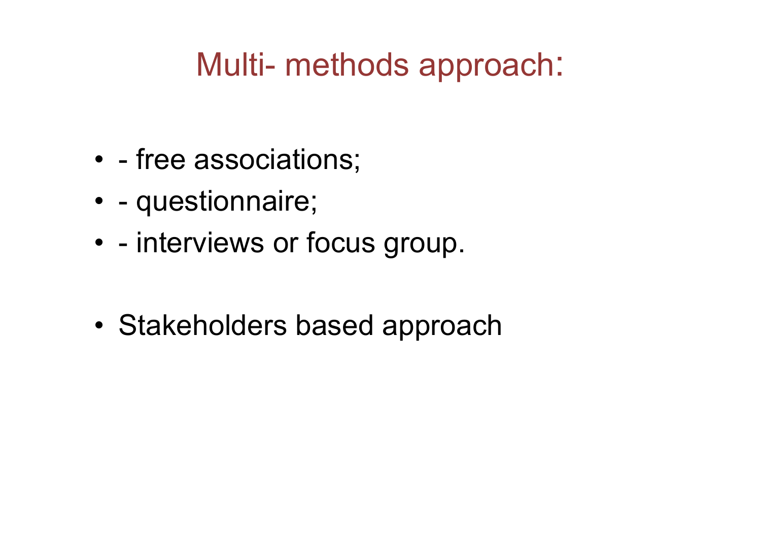# Multi- methods approach:

- - free associations;
- - questionnaire;
- - interviews or focus group.

- Stakeholders based approach